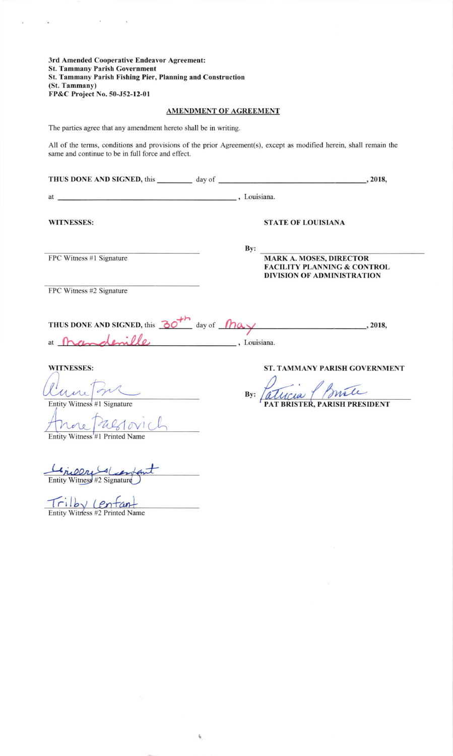**3rd Amended Cooperative Endeavor Agreement:**
**St. Tammany Parish Government**
**St. Tammany Parish Fishing Pier, Planning and Construction**
**(St. Tammany)**
**FP&C Project No. 50-J52-12-01**

## AMENDMENT OF AGREEMENT

The parties agree that any amendment hereto shall be in writing.

All of the terms, conditions and provisions of the prior Agreement(s), except as modified herein, shall remain the same and continue to be in full force and effect.

**THUS DONE AND SIGNED,** this ________ day of ________________________________, **2018,**

at ________________________________________, Louisiana.

**WITNESSES:**

______________________________
FPC Witness #1 Signature

______________________________
FPC Witness #2 Signature

**STATE OF LOUISIANA**

**By:** ______________________________
**MARK A. MOSES, DIRECTOR**
**FACILITY PLANNING & CONTROL**
**DIVISION OF ADMINISTRATION**

**THUS DONE AND SIGNED,** this 30th day of May, **2018,**

at Mandeville, Louisiana.

**WITNESSES:**

[signature]
Entity Witness #1 Signature

Anne Pablovich
Entity Witness #1 Printed Name

[signature]
Entity Witness #2 Signature

Tribly Lenfant
Entity Witness #2 Printed Name

**ST. TAMMANY PARISH GOVERNMENT**

**By:** [signature]
**PAT BRISTER, PARISH PRESIDENT**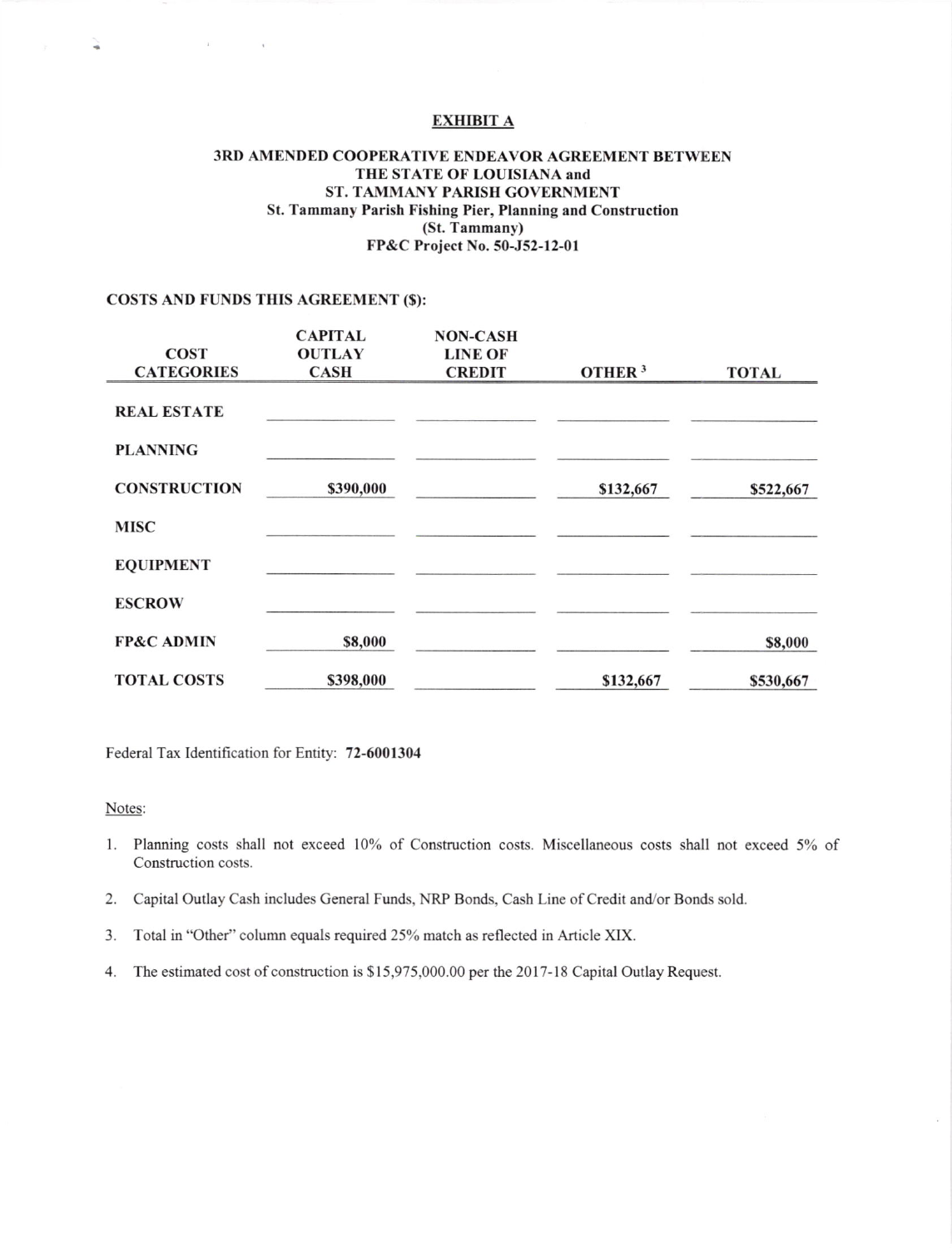## EXHIBIT A

### 3RD AMENDED COOPERATIVE ENDEAVOR AGREEMENT BETWEEN THE STATE OF LOUISIANA and ST. TAMMANY PARISH GOVERNMENT

**St. Tammany Parish Fishing Pier, Planning and Construction**
**(St. Tammany)**
**FP&C Project No. 50-J52-12-01**

**COSTS AND FUNDS THIS AGREEMENT ($):**

| COST CATEGORIES | CAPITAL OUTLAY CASH | NON-CASH LINE OF CREDIT | OTHER [3] | TOTAL |
|---|---|---|---|---|
| REAL ESTATE | | | | |
| PLANNING | | | | |
| CONSTRUCTION | $390,000 | | $132,667 | $522,667 |
| MISC | | | | |
| EQUIPMENT | | | | |
| ESCROW | | | | |
| FP&C ADMIN | $8,000 | | | $8,000 |
| TOTAL COSTS | $398,000 | | $132,667 | $530,667 |

Federal Tax Identification for Entity: **72-6001304**

Notes:

1. Planning costs shall not exceed 10% of Construction costs. Miscellaneous costs shall not exceed 5% of Construction costs.
2. Capital Outlay Cash includes General Funds, NRP Bonds, Cash Line of Credit and/or Bonds sold.
3. Total in "Other" column equals required 25% match as reflected in Article XIX.
4. The estimated cost of construction is $15,975,000.00 per the 2017-18 Capital Outlay Request.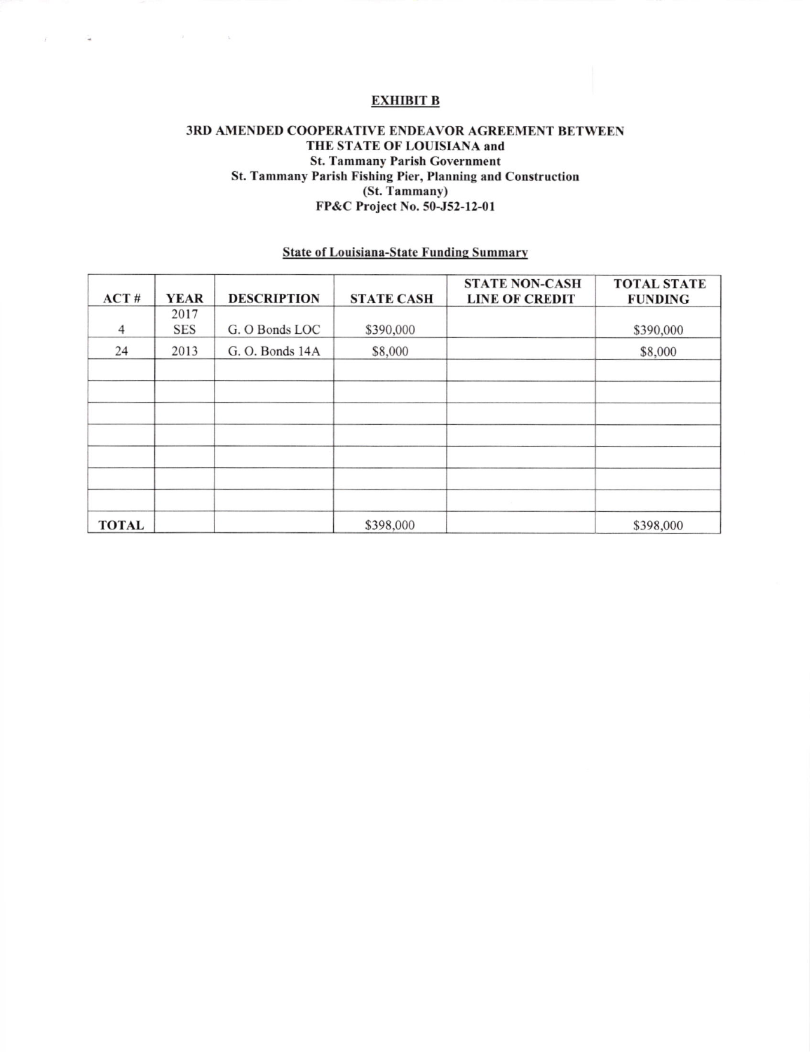**EXHIBIT B**

**3RD AMENDED COOPERATIVE ENDEAVOR AGREEMENT BETWEEN THE STATE OF LOUISIANA and St. Tammany Parish Government St. Tammany Parish Fishing Pier, Planning and Construction (St. Tammany) FP&C Project No. 50-J52-12-01**

**State of Louisiana-State Funding Summary**

| ACT # | YEAR | DESCRIPTION | STATE CASH | STATE NON-CASH LINE OF CREDIT | TOTAL STATE FUNDING |
|---|---|---|---|---|---|
| 4 | 2017 SES | G. O Bonds LOC | $390,000 | | $390,000 |
| 24 | 2013 | G. O. Bonds 14A | $8,000 | | $8,000 |
| | | | | | |
| | | | | | |
| | | | | | |
| | | | | | |
| | | | | | |
| | | | | | |
| | | | | | |
| TOTAL | | | $398,000 | | $398,000 |